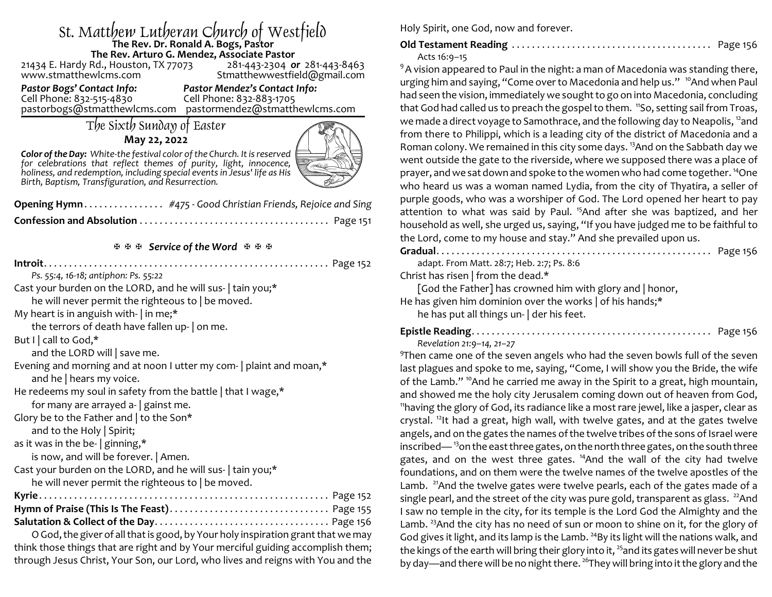# St. Matthew Lutheran Church of Westfield

**The Rev. Dr. Ronald A. Bogs, Pastor**
**The Rev. Arturo G. Mendez, Associate Pastor**

21434 E. Hardy Rd., Houston, TX 77073 — 281-443-2304 ***or*** 281-443-8463
www.stmatthewlcms.com — Stmatthewwestfield@gmail.com

***Pastor Bogs' Contact Info:***
Cell Phone: 832-515-4830
pastorbogs@stmatthewlcms.com

***Pastor Mendez's Contact Info:***
Cell Phone: 832-883-1705
pastormendez@stmatthewlcms.com

## The Sixth Sunday of Easter

**May 22, 2022**

***Color of the Day:*** *White-the festival color of the Church. It is reserved for celebrations that reflect themes of purity, light, innocence, holiness, and redemption, including special events in Jesus' life as His Birth, Baptism, Transfiguration, and Resurrection.*

**Opening Hymn** . . . . . . . . . . . . . . . . *#475 - Good Christian Friends, Rejoice and Sing*

**Confession and Absolution** . . . . . . . . . . . . . . . . . . . . . . . . . . . . . . . . . . . . . . Page 151

### ✠ ✠ ✠ *Service of the Word* ✠ ✠ ✠

**Introit** . . . . . . . . . . . . . . . . . . . . . . . . . . . . . . . . . . . . . . . . . . . . . . . . . . . . . . . . Page 152

*Ps. 55:4, 16-18; antiphon: Ps. 55:22*

Cast your burden on the LORD, and he will sus- | tain you;*
he will never permit the righteous to | be moved.
My heart is in anguish with- | in me;*
the terrors of death have fallen up- | on me.
But I | call to God,*
and the LORD will | save me.
Evening and morning and at noon I utter my com- | plaint and moan,*
and he | hears my voice.
He redeems my soul in safety from the battle | that I wage,*
for many are arrayed a- | gainst me.
Glory be to the Father and | to the Son*
and to the Holy | Spirit;
as it was in the be- | ginning,*
is now, and will be forever. | Amen.
Cast your burden on the LORD, and he will sus- | tain you;*
he will never permit the righteous to | be moved.

**Kyrie** . . . . . . . . . . . . . . . . . . . . . . . . . . . . . . . . . . . . . . . . . . . . . . . . . . . . . . . . . Page 152

**Hymn of Praise (This Is The Feast)** . . . . . . . . . . . . . . . . . . . . . . . . . . . . . . . . Page 155

**Salutation & Collect of the Day** . . . . . . . . . . . . . . . . . . . . . . . . . . . . . . . . . . . Page 156

O God, the giver of all that is good, by Your holy inspiration grant that we may think those things that are right and by Your merciful guiding accomplish them; through Jesus Christ, Your Son, our Lord, who lives and reigns with You and the Holy Spirit, one God, now and forever.

**Old Testament Reading** . . . . . . . . . . . . . . . . . . . . . . . . . . . . . . . . . . . . . . . . Page 156

Acts 16:9–15

[9] A vision appeared to Paul in the night: a man of Macedonia was standing there, urging him and saying, "Come over to Macedonia and help us." [10]And when Paul had seen the vision, immediately we sought to go on into Macedonia, concluding that God had called us to preach the gospel to them. [11]So, setting sail from Troas, we made a direct voyage to Samothrace, and the following day to Neapolis, [12]and from there to Philippi, which is a leading city of the district of Macedonia and a Roman colony. We remained in this city some days. [13]And on the Sabbath day we went outside the gate to the riverside, where we supposed there was a place of prayer, and we sat down and spoke to the women who had come together. [14]One who heard us was a woman named Lydia, from the city of Thyatira, a seller of purple goods, who was a worshiper of God. The Lord opened her heart to pay attention to what was said by Paul. [15]And after she was baptized, and her household as well, she urged us, saying, "If you have judged me to be faithful to the Lord, come to my house and stay." And she prevailed upon us.

**Gradual** . . . . . . . . . . . . . . . . . . . . . . . . . . . . . . . . . . . . . . . . . . . . . . . . . . . . . . Page 156

adapt. From Matt. 28:7; Heb. 2:7; Ps. 8:6

Christ has risen | from the dead.*
[God the Father] has crowned him with glory and | honor,
He has given him dominion over the works | of his hands;*
he has put all things un- | der his feet.

**Epistle Reading** . . . . . . . . . . . . . . . . . . . . . . . . . . . . . . . . . . . . . . . . . . . . . . . . Page 156

*Revelation 21:9–14, 21–27*

[9]Then came one of the seven angels who had the seven bowls full of the seven last plagues and spoke to me, saying, "Come, I will show you the Bride, the wife of the Lamb." [10]And he carried me away in the Spirit to a great, high mountain, and showed me the holy city Jerusalem coming down out of heaven from God, [11]having the glory of God, its radiance like a most rare jewel, like a jasper, clear as crystal. [12]It had a great, high wall, with twelve gates, and at the gates twelve angels, and on the gates the names of the twelve tribes of the sons of Israel were inscribed— [13]on the east three gates, on the north three gates, on the south three gates, and on the west three gates. [14]And the wall of the city had twelve foundations, and on them were the twelve names of the twelve apostles of the Lamb. [21]And the twelve gates were twelve pearls, each of the gates made of a single pearl, and the street of the city was pure gold, transparent as glass. [22]And I saw no temple in the city, for its temple is the Lord God the Almighty and the Lamb. [23]And the city has no need of sun or moon to shine on it, for the glory of God gives it light, and its lamp is the Lamb. [24]By its light will the nations walk, and the kings of the earth will bring their glory into it, [25]and its gates will never be shut by day—and there will be no night there. [26]They will bring into it the glory and the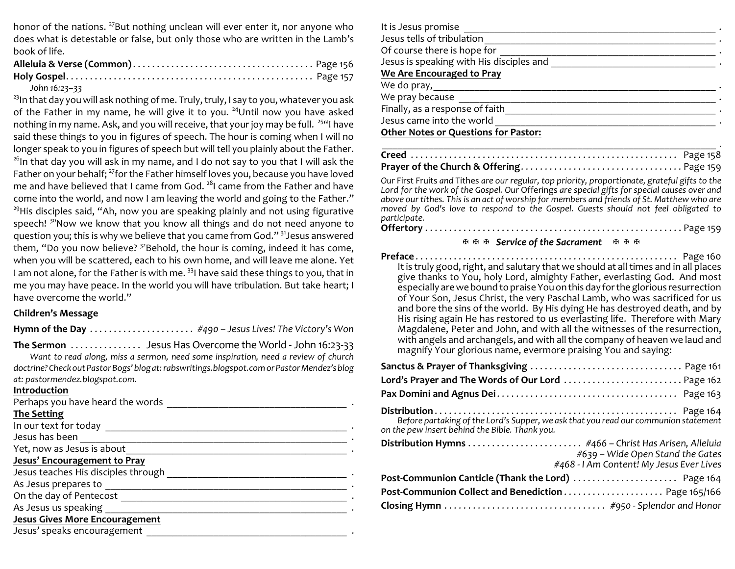honor of the nations. [27]But nothing unclean will ever enter it, nor anyone who does what is detestable or false, but only those who are written in the Lamb's book of life.

**Alleluia & Verse (Common)** . . . . . . . . . . . . . . . . . . . . . . . . . . . . . . . . . . . . . Page 156

**Holy Gospel** . . . . . . . . . . . . . . . . . . . . . . . . . . . . . . . . . . . . . . . . . . . . . . . . . . Page 157

*John 16:23–33*

[23]In that day you will ask nothing of me. Truly, truly, I say to you, whatever you ask of the Father in my name, he will give it to you. [24]Until now you have asked nothing in my name. Ask, and you will receive, that your joy may be full. [25]"I have said these things to you in figures of speech. The hour is coming when I will no longer speak to you in figures of speech but will tell you plainly about the Father. [26]In that day you will ask in my name, and I do not say to you that I will ask the Father on your behalf; [27]for the Father himself loves you, because you have loved me and have believed that I came from God. [28]I came from the Father and have come into the world, and now I am leaving the world and going to the Father." [29]His disciples said, "Ah, now you are speaking plainly and not using figurative speech! [30]Now we know that you know all things and do not need anyone to question you; this is why we believe that you came from God." [31]Jesus answered them, "Do you now believe? [32]Behold, the hour is coming, indeed it has come, when you will be scattered, each to his own home, and will leave me alone. Yet I am not alone, for the Father is with me. [33]I have said these things to you, that in me you may have peace. In the world you will have tribulation. But take heart; I have overcome the world."

**Children's Message**

**Hymn of the Day** . . . . . . . . . . . . . . . . . . . . . . *#490 – Jesus Lives! The Victory's Won*

**The Sermon** . . . . . . . . . . . . . . . Jesus Has Overcome the World - John 16:23-33

*Want to read along, miss a sermon, need some inspiration, need a review of church doctrine? Check out Pastor Bogs' blog at: rabswritings.blogspot.com or Pastor Mendez's blog at: pastormendez.blogspot.com.*

**Introduction**

Perhaps you have heard the words ________________________________ .

**The Setting**

In our text for today ________________________________________ .

Jesus has been ____________________________________________ .

Yet, now as Jesus is about____________________________________ .

**Jesus' Encouragement to Pray**

Jesus teaches His disciples through ____________________________ .

As Jesus prepares to _________________________________________ .

On the day of Pentecost ______________________________________ .

As Jesus us speaking _________________________________________ .

**Jesus Gives More Encouragement**

Jesus' speaks encouragement __________________________________ .

It is Jesus promise _____________________________________________ .

Jesus tells of tribulation ________________________________________ .

Of course there is hope for ______________________________________ .

Jesus is speaking with His disciples and ____________________________ .

**We Are Encouraged to Pray**

We do pray,___________________________________________________ .

We pray because _______________________________________________ .

Finally, as a response of faith____________________________________ .

Jesus came into the world _______________________________________ .

**Other Notes or Questions for Pastor:**

______________________________________________________________ .

**Creed** . . . . . . . . . . . . . . . . . . . . . . . . . . . . . . . . . . . . . . . . . . . . . . . . . . . . . . . Page 158

**Prayer of the Church & Offering** . . . . . . . . . . . . . . . . . . . . . . . . . . . . . . . . . . Page 159

*Our First Fruits and Tithes are our regular, top priority, proportionate, grateful gifts to the Lord for the work of the Gospel. Our Offerings are special gifts for special causes over and above our tithes. This is an act of worship for members and friends of St. Matthew who are moved by God's love to respond to the Gospel. Guests should not feel obligated to participate.*

**Offertory** . . . . . . . . . . . . . . . . . . . . . . . . . . . . . . . . . . . . . . . . . . . . . . . . . . . . Page 159

✠ ✠ ✠ ***Service of the Sacrament*** ✠ ✠ ✠

**Preface** . . . . . . . . . . . . . . . . . . . . . . . . . . . . . . . . . . . . . . . . . . . . . . . . . . . . . Page 160

It is truly good, right, and salutary that we should at all times and in all places give thanks to You, holy Lord, almighty Father, everlasting God. And most especially are we bound to praise You on this day for the glorious resurrection of Your Son, Jesus Christ, the very Paschal Lamb, who was sacrificed for us and bore the sins of the world. By His dying He has destroyed death, and by His rising again He has restored to us everlasting life. Therefore with Mary Magdalene, Peter and John, and with all the witnesses of the resurrection, with angels and archangels, and with all the company of heaven we laud and magnify Your glorious name, evermore praising You and saying:

**Sanctus & Prayer of Thanksgiving** . . . . . . . . . . . . . . . . . . . . . . . . . . . . . . . . Page 161

**Lord's Prayer and The Words of Our Lord** . . . . . . . . . . . . . . . . . . . . . . . . . Page 162

**Pax Domini and Agnus Dei** . . . . . . . . . . . . . . . . . . . . . . . . . . . . . . . . . . . . . Page 163

**Distribution** . . . . . . . . . . . . . . . . . . . . . . . . . . . . . . . . . . . . . . . . . . . . . . . . . . Page 164

*Before partaking of the Lord's Supper, we ask that you read our communion statement on the pew insert behind the Bible. Thank you.*

**Distribution Hymns** . . . . . . . . . . . . . . . . . . . . . . . . *#466 – Christ Has Arisen, Alleluia*
*#639 – Wide Open Stand the Gates*
*#468 - I Am Content! My Jesus Ever Lives*

**Post-Communion Canticle (Thank the Lord)** . . . . . . . . . . . . . . . . . . . . . . Page 164

**Post-Communion Collect and Benediction** . . . . . . . . . . . . . . . . . . . . . Page 165/166

**Closing Hymn** . . . . . . . . . . . . . . . . . . . . . . . . . . . . . . . . . . *#950 - Splendor and Honor*